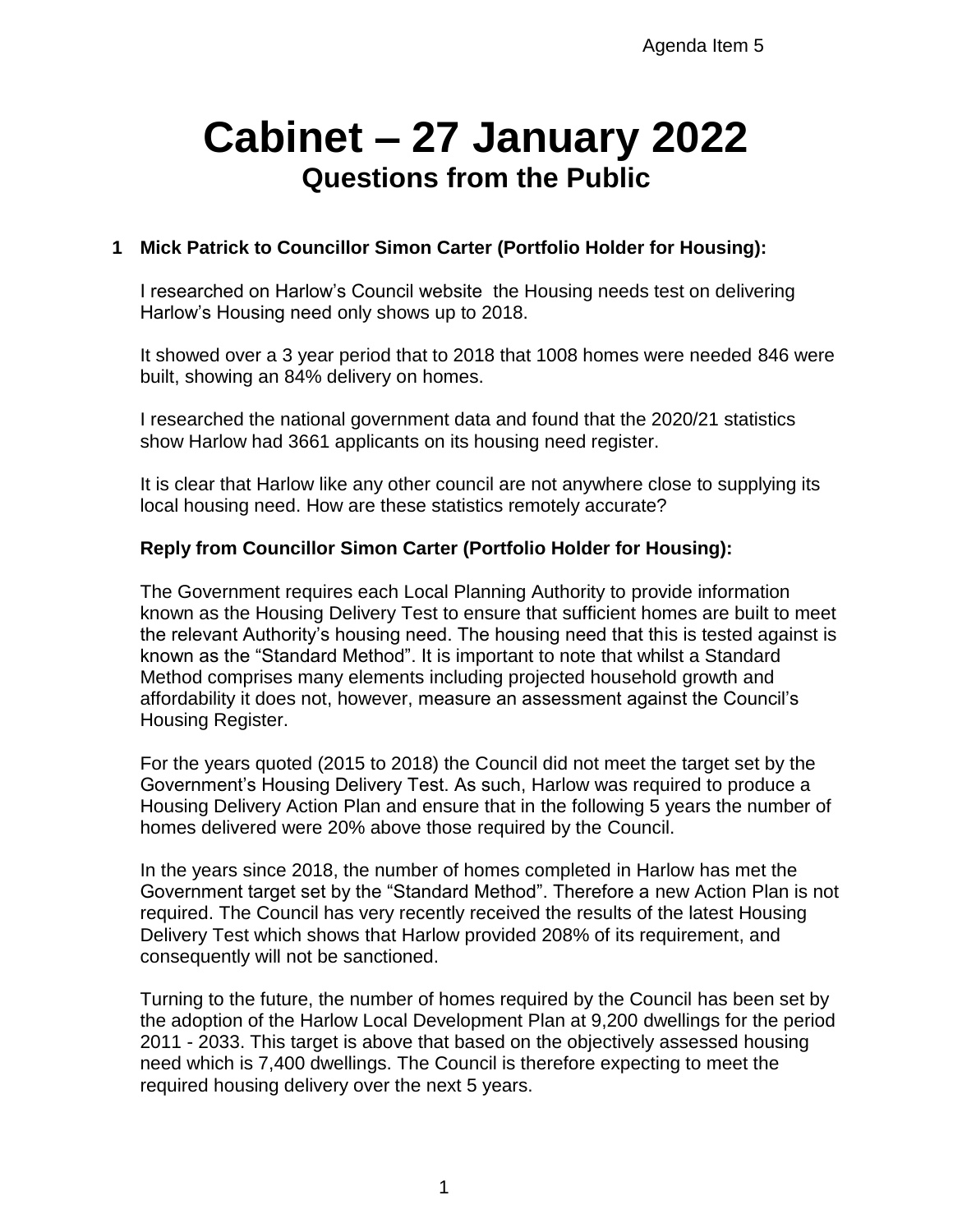Agenda Item 5

# Cabinet – 27 January 2022

## Questions from the Public

**1 Mick Patrick to Councillor Simon Carter (Portfolio Holder for Housing):**

I researched on Harlow's Council website the Housing needs test on delivering Harlow's Housing need only shows up to 2018.

It showed over a 3 year period that to 2018 that 1008 homes were needed 846 were built, showing an 84% delivery on homes.

I researched the national government data and found that the 2020/21 statistics show Harlow had 3661 applicants on its housing need register.

It is clear that Harlow like any other council are not anywhere close to supplying its local housing need. How are these statistics remotely accurate?

**Reply from Councillor Simon Carter (Portfolio Holder for Housing):**

The Government requires each Local Planning Authority to provide information known as the Housing Delivery Test to ensure that sufficient homes are built to meet the relevant Authority's housing need. The housing need that this is tested against is known as the "Standard Method". It is important to note that whilst a Standard Method comprises many elements including projected household growth and affordability it does not, however, measure an assessment against the Council's Housing Register.

For the years quoted (2015 to 2018) the Council did not meet the target set by the Government's Housing Delivery Test. As such, Harlow was required to produce a Housing Delivery Action Plan and ensure that in the following 5 years the number of homes delivered were 20% above those required by the Council.

In the years since 2018, the number of homes completed in Harlow has met the Government target set by the "Standard Method". Therefore a new Action Plan is not required. The Council has very recently received the results of the latest Housing Delivery Test which shows that Harlow provided 208% of its requirement, and consequently will not be sanctioned.

Turning to the future, the number of homes required by the Council has been set by the adoption of the Harlow Local Development Plan at 9,200 dwellings for the period 2011 - 2033. This target is above that based on the objectively assessed housing need which is 7,400 dwellings. The Council is therefore expecting to meet the required housing delivery over the next 5 years.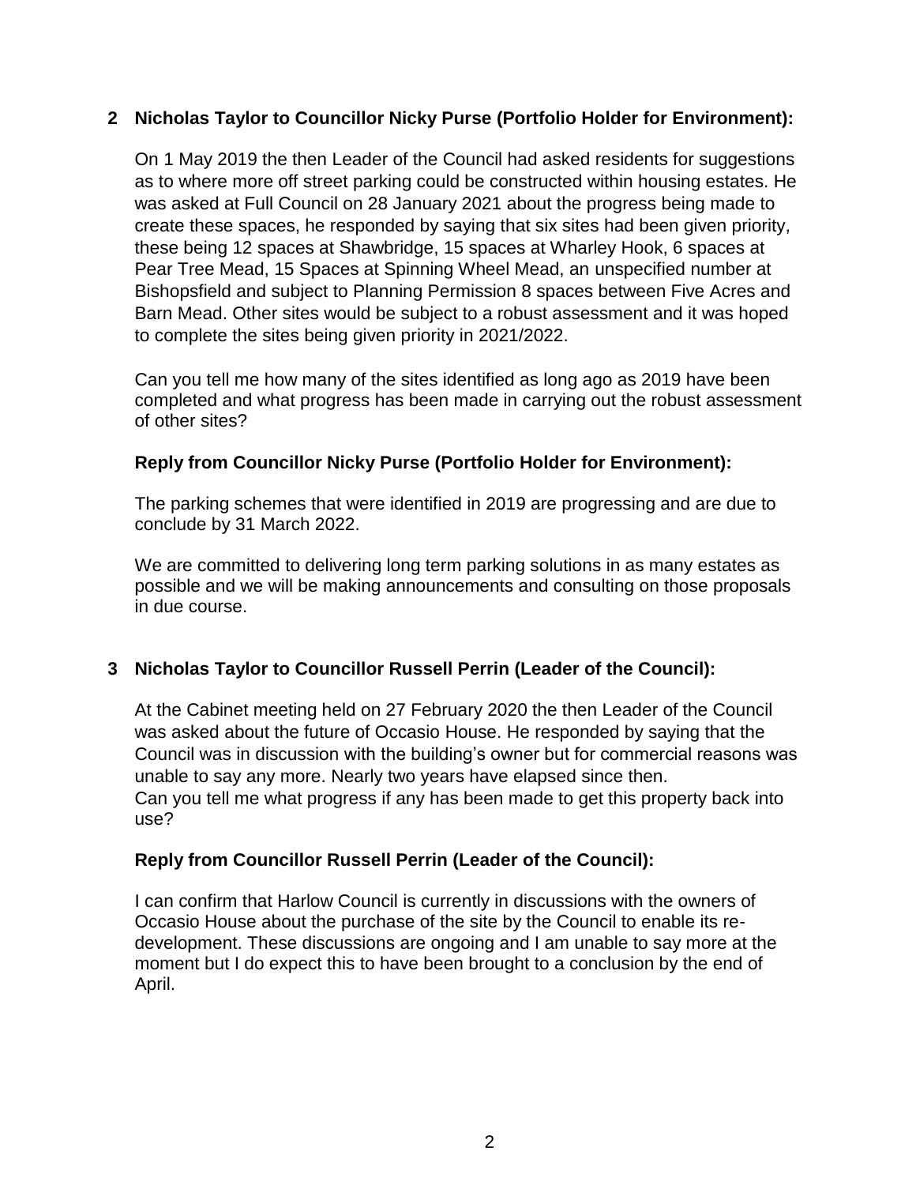**2 Nicholas Taylor to Councillor Nicky Purse (Portfolio Holder for Environment):**

On 1 May 2019 the then Leader of the Council had asked residents for suggestions as to where more off street parking could be constructed within housing estates. He was asked at Full Council on 28 January 2021 about the progress being made to create these spaces, he responded by saying that six sites had been given priority, these being 12 spaces at Shawbridge, 15 spaces at Wharley Hook, 6 spaces at Pear Tree Mead, 15 Spaces at Spinning Wheel Mead, an unspecified number at Bishopsfield and subject to Planning Permission 8 spaces between Five Acres and Barn Mead. Other sites would be subject to a robust assessment and it was hoped to complete the sites being given priority in 2021/2022.

Can you tell me how many of the sites identified as long ago as 2019 have been completed and what progress has been made in carrying out the robust assessment of other sites?

**Reply from Councillor Nicky Purse (Portfolio Holder for Environment):**

The parking schemes that were identified in 2019 are progressing and are due to conclude by 31 March 2022.

We are committed to delivering long term parking solutions in as many estates as possible and we will be making announcements and consulting on those proposals in due course.

**3 Nicholas Taylor to Councillor Russell Perrin (Leader of the Council):**

At the Cabinet meeting held on 27 February 2020 the then Leader of the Council was asked about the future of Occasio House. He responded by saying that the Council was in discussion with the building's owner but for commercial reasons was unable to say any more. Nearly two years have elapsed since then.
Can you tell me what progress if any has been made to get this property back into use?

**Reply from Councillor Russell Perrin (Leader of the Council):**

I can confirm that Harlow Council is currently in discussions with the owners of Occasio House about the purchase of the site by the Council to enable its re-development. These discussions are ongoing and I am unable to say more at the moment but I do expect this to have been brought to a conclusion by the end of April.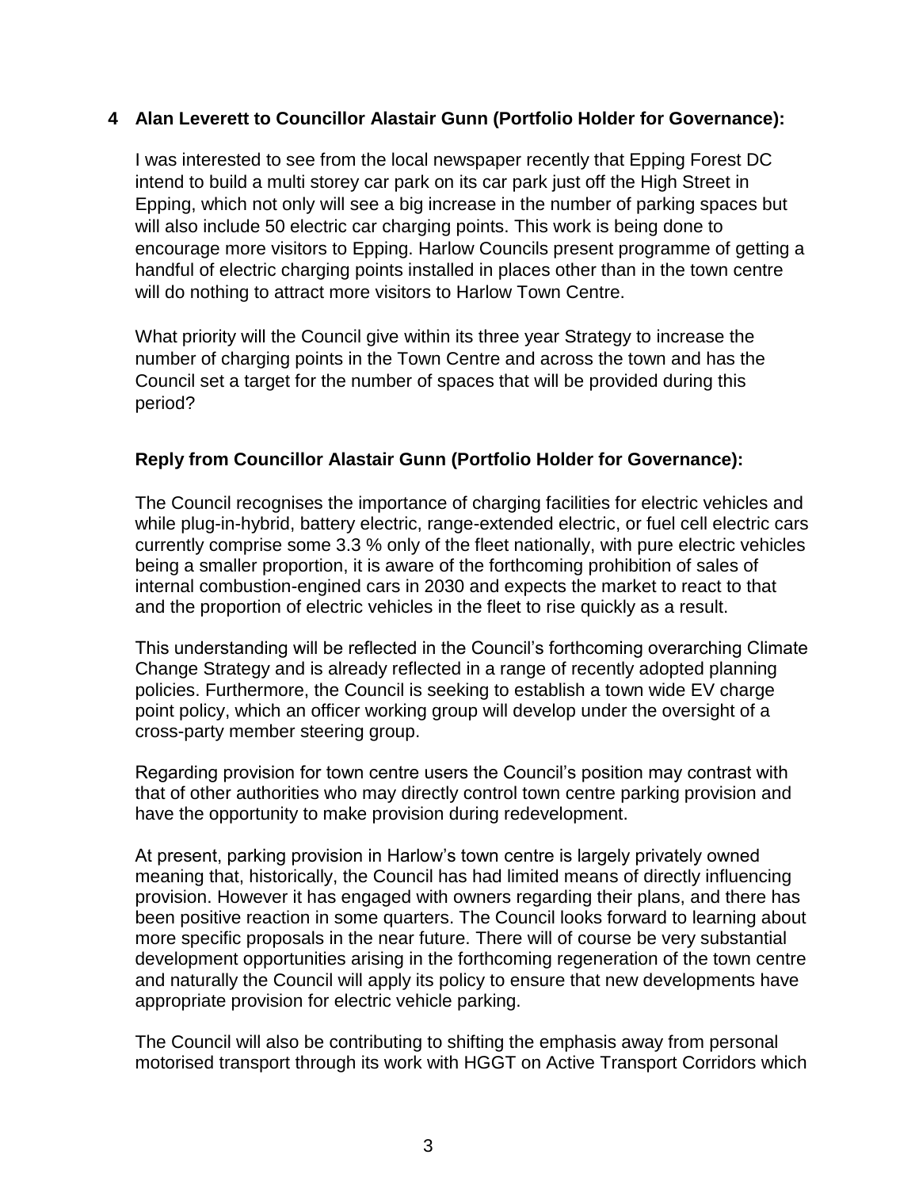**4 Alan Leverett to Councillor Alastair Gunn (Portfolio Holder for Governance):**

I was interested to see from the local newspaper recently that Epping Forest DC intend to build a multi storey car park on its car park just off the High Street in Epping, which not only will see a big increase in the number of parking spaces but will also include 50 electric car charging points. This work is being done to encourage more visitors to Epping. Harlow Councils present programme of getting a handful of electric charging points installed in places other than in the town centre will do nothing to attract more visitors to Harlow Town Centre.

What priority will the Council give within its three year Strategy to increase the number of charging points in the Town Centre and across the town and has the Council set a target for the number of spaces that will be provided during this period?

**Reply from Councillor Alastair Gunn (Portfolio Holder for Governance):**

The Council recognises the importance of charging facilities for electric vehicles and while plug-in-hybrid, battery electric, range-extended electric, or fuel cell electric cars currently comprise some 3.3 % only of the fleet nationally, with pure electric vehicles being a smaller proportion, it is aware of the forthcoming prohibition of sales of internal combustion-engined cars in 2030 and expects the market to react to that and the proportion of electric vehicles in the fleet to rise quickly as a result.

This understanding will be reflected in the Council's forthcoming overarching Climate Change Strategy and is already reflected in a range of recently adopted planning policies. Furthermore, the Council is seeking to establish a town wide EV charge point policy, which an officer working group will develop under the oversight of a cross-party member steering group.

Regarding provision for town centre users the Council's position may contrast with that of other authorities who may directly control town centre parking provision and have the opportunity to make provision during redevelopment.

At present, parking provision in Harlow's town centre is largely privately owned meaning that, historically, the Council has had limited means of directly influencing provision. However it has engaged with owners regarding their plans, and there has been positive reaction in some quarters. The Council looks forward to learning about more specific proposals in the near future. There will of course be very substantial development opportunities arising in the forthcoming regeneration of the town centre and naturally the Council will apply its policy to ensure that new developments have appropriate provision for electric vehicle parking.

The Council will also be contributing to shifting the emphasis away from personal motorised transport through its work with HGGT on Active Transport Corridors which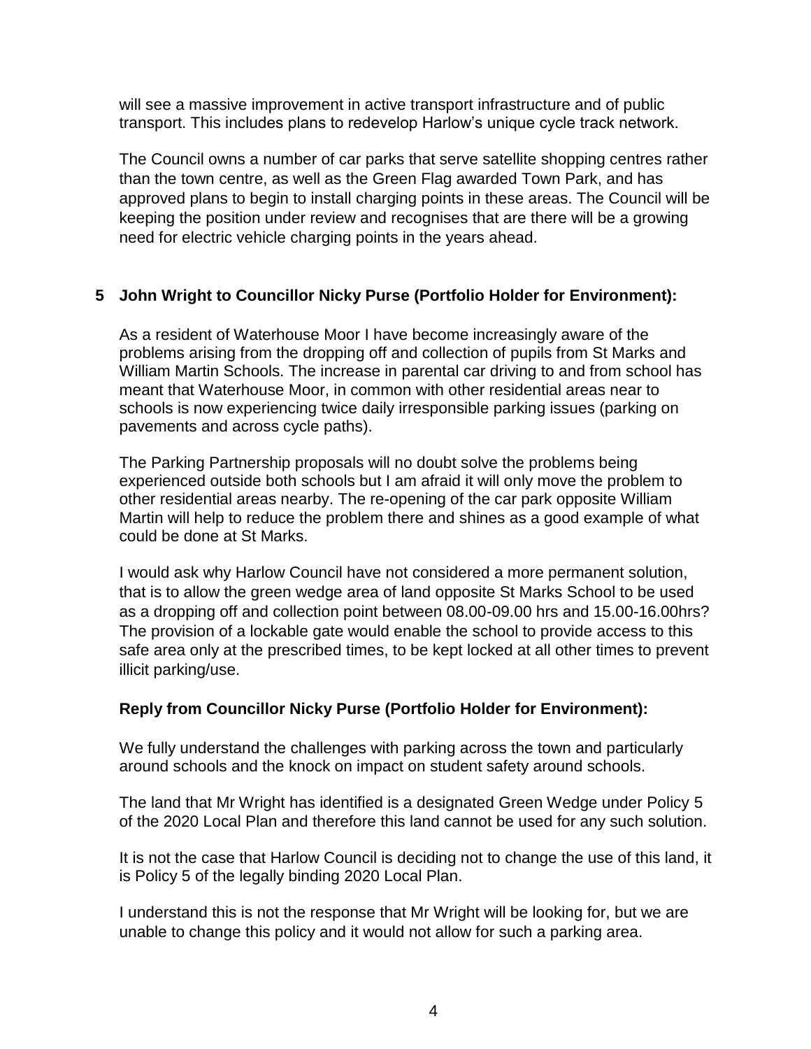will see a massive improvement in active transport infrastructure and of public transport. This includes plans to redevelop Harlow's unique cycle track network.

The Council owns a number of car parks that serve satellite shopping centres rather than the town centre, as well as the Green Flag awarded Town Park, and has approved plans to begin to install charging points in these areas. The Council will be keeping the position under review and recognises that are there will be a growing need for electric vehicle charging points in the years ahead.

**5 John Wright to Councillor Nicky Purse (Portfolio Holder for Environment):**

As a resident of Waterhouse Moor I have become increasingly aware of the problems arising from the dropping off and collection of pupils from St Marks and William Martin Schools. The increase in parental car driving to and from school has meant that Waterhouse Moor, in common with other residential areas near to schools is now experiencing twice daily irresponsible parking issues (parking on pavements and across cycle paths).

The Parking Partnership proposals will no doubt solve the problems being experienced outside both schools but I am afraid it will only move the problem to other residential areas nearby. The re-opening of the car park opposite William Martin will help to reduce the problem there and shines as a good example of what could be done at St Marks.

I would ask why Harlow Council have not considered a more permanent solution, that is to allow the green wedge area of land opposite St Marks School to be used as a dropping off and collection point between 08.00-09.00 hrs and 15.00-16.00hrs? The provision of a lockable gate would enable the school to provide access to this safe area only at the prescribed times, to be kept locked at all other times to prevent illicit parking/use.

**Reply from Councillor Nicky Purse (Portfolio Holder for Environment):**

We fully understand the challenges with parking across the town and particularly around schools and the knock on impact on student safety around schools.

The land that Mr Wright has identified is a designated Green Wedge under Policy 5 of the 2020 Local Plan and therefore this land cannot be used for any such solution.

It is not the case that Harlow Council is deciding not to change the use of this land, it is Policy 5 of the legally binding 2020 Local Plan.

I understand this is not the response that Mr Wright will be looking for, but we are unable to change this policy and it would not allow for such a parking area.